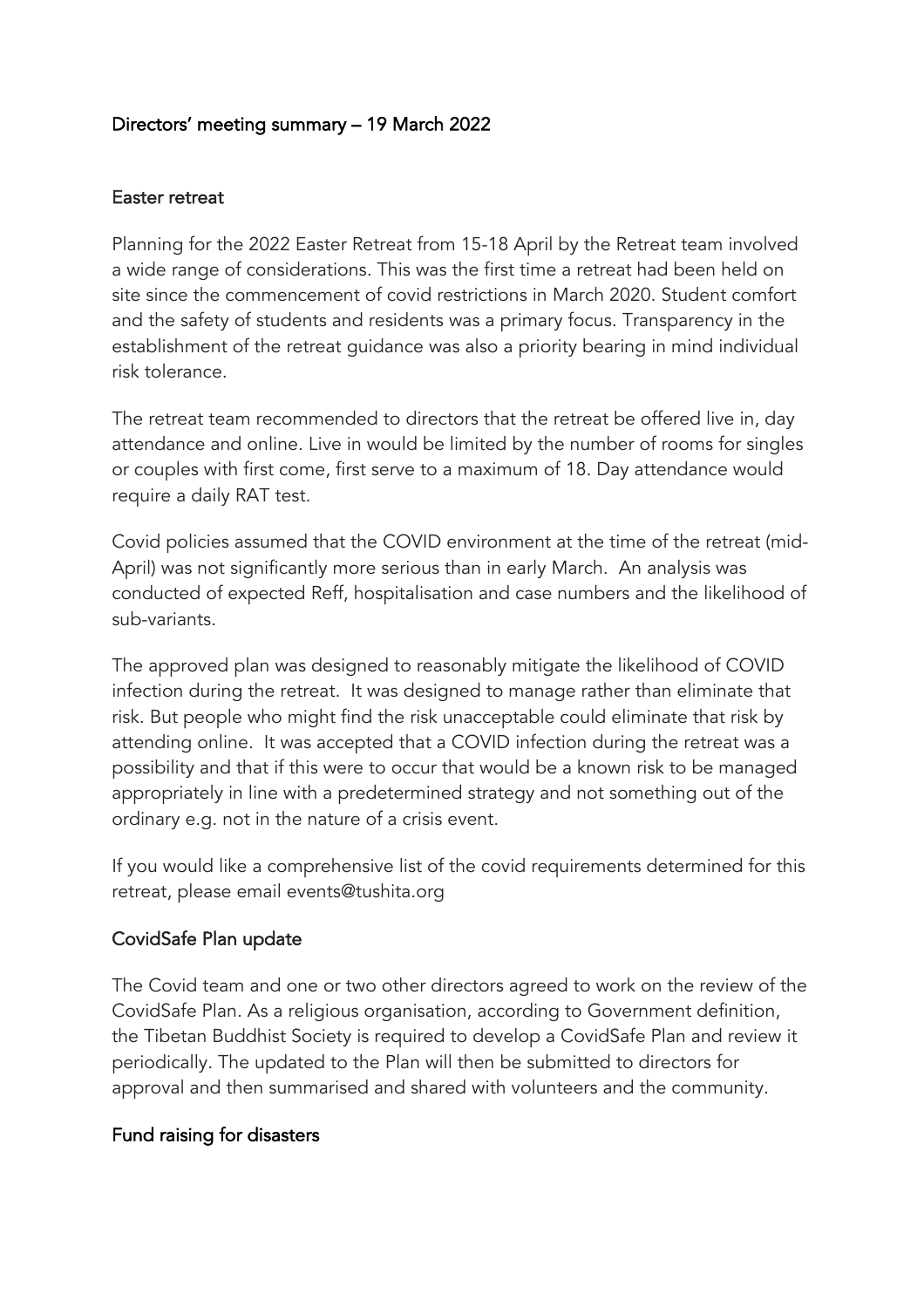# Directors' meeting summary – 19 March 2022

## Easter retreat

Planning for the 2022 Easter Retreat from 15-18 April by the Retreat team involved a wide range of considerations. This was the first time a retreat had been held on site since the commencement of covid restrictions in March 2020. Student comfort and the safety of students and residents was a primary focus. Transparency in the establishment of the retreat guidance was also a priority bearing in mind individual risk tolerance.

The retreat team recommended to directors that the retreat be offered live in, day attendance and online. Live in would be limited by the number of rooms for singles or couples with first come, first serve to a maximum of 18. Day attendance would require a daily RAT test.

Covid policies assumed that the COVID environment at the time of the retreat (mid-April) was not significantly more serious than in early March. An analysis was conducted of expected Reff, hospitalisation and case numbers and the likelihood of sub-variants.

The approved plan was designed to reasonably mitigate the likelihood of COVID infection during the retreat. It was designed to manage rather than eliminate that risk. But people who might find the risk unacceptable could eliminate that risk by attending online. It was accepted that a COVID infection during the retreat was a possibility and that if this were to occur that would be a known risk to be managed appropriately in line with a predetermined strategy and not something out of the ordinary e.g. not in the nature of a crisis event.

If you would like a comprehensive list of the covid requirements determined for this retreat, please email events@tushita.org

## CovidSafe Plan update

The Covid team and one or two other directors agreed to work on the review of the CovidSafe Plan. As a religious organisation, according to Government definition, the Tibetan Buddhist Society is required to develop a CovidSafe Plan and review it periodically. The updated to the Plan will then be submitted to directors for approval and then summarised and shared with volunteers and the community.

## Fund raising for disasters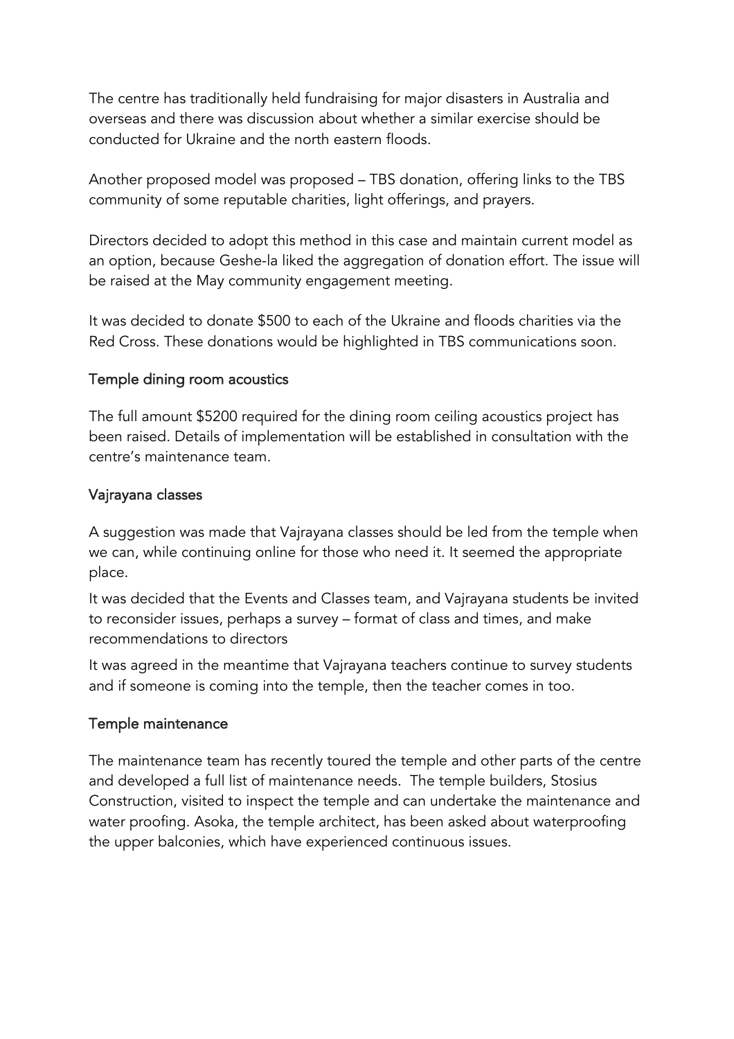The centre has traditionally held fundraising for major disasters in Australia and overseas and there was discussion about whether a similar exercise should be conducted for Ukraine and the north eastern floods.

Another proposed model was proposed – TBS donation, offering links to the TBS community of some reputable charities, light offerings, and prayers.

Directors decided to adopt this method in this case and maintain current model as an option, because Geshe-la liked the aggregation of donation effort. The issue will be raised at the May community engagement meeting.

It was decided to donate $500 to each of the Ukraine and floods charities via the Red Cross. These donations would be highlighted in TBS communications soon.

## Temple dining room acoustics

The full amount $5200 required for the dining room ceiling acoustics project has been raised. Details of implementation will be established in consultation with the centre's maintenance team.

## Vajrayana classes

A suggestion was made that Vajrayana classes should be led from the temple when we can, while continuing online for those who need it. It seemed the appropriate place.

It was decided that the Events and Classes team, and Vajrayana students be invited to reconsider issues, perhaps a survey – format of class and times, and make recommendations to directors

It was agreed in the meantime that Vajrayana teachers continue to survey students and if someone is coming into the temple, then the teacher comes in too.

## Temple maintenance

The maintenance team has recently toured the temple and other parts of the centre and developed a full list of maintenance needs. The temple builders, Stosius Construction, visited to inspect the temple and can undertake the maintenance and water proofing. Asoka, the temple architect, has been asked about waterproofing the upper balconies, which have experienced continuous issues.